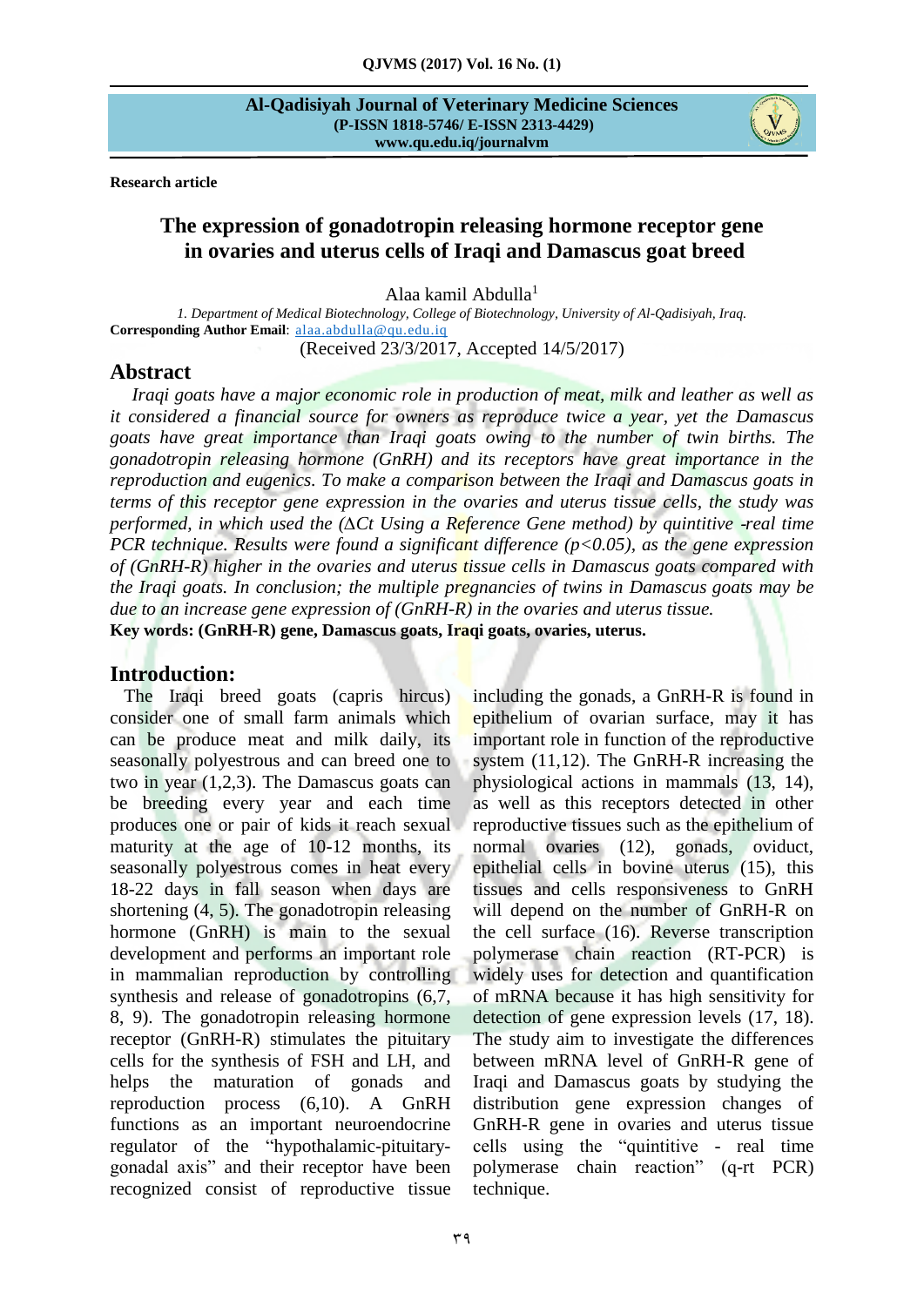**Al-Qadisiyah Journal of Veterinary Medicine Sciences**
**(P-ISSN 1818-5746/ E-ISSN 2313-4429)**
**www.qu.edu.iq/journalvm**

**Research article**

# The expression of gonadotropin releasing hormone receptor gene in ovaries and uterus cells of Iraqi and Damascus goat breed

Alaa kamil Abdulla[1]

*1. Department of Medical Biotechnology, College of Biotechnology, University of Al-Qadisiyah, Iraq.*
**Corresponding Author Email**: alaa.abdulla@qu.edu.iq

(Received 23/3/2017, Accepted 14/5/2017)

## Abstract

*Iraqi goats have a major economic role in production of meat, milk and leather as well as it considered a financial source for owners as reproduce twice a year, yet the Damascus goats have great importance than Iraqi goats owing to the number of twin births. The gonadotropin releasing hormone (GnRH) and its receptors have great importance in the reproduction and eugenics. To make a comparison between the Iraqi and Damascus goats in terms of this receptor gene expression in the ovaries and uterus tissue cells, the study was performed, in which used the (ΔCt Using a Reference Gene method) by quintitive -real time PCR technique. Results were found a significant difference ($p<0.05$), as the gene expression of (GnRH-R) higher in the ovaries and uterus tissue cells in Damascus goats compared with the Iraqi goats. In conclusion; the multiple pregnancies of twins in Damascus goats may be due to an increase gene expression of (GnRH-R) in the ovaries and uterus tissue.*

**Key words: (GnRH-R) gene, Damascus goats, Iraqi goats, ovaries, uterus.**

## Introduction:

The Iraqi breed goats (capris hircus) consider one of small farm animals which can be produce meat and milk daily, its seasonally polyestrous and can breed one to two in year (1,2,3). The Damascus goats can be breeding every year and each time produces one or pair of kids it reach sexual maturity at the age of 10-12 months, its seasonally polyestrous comes in heat every 18-22 days in fall season when days are shortening (4, 5). The gonadotropin releasing hormone (GnRH) is main to the sexual development and performs an important role in mammalian reproduction by controlling synthesis and release of gonadotropins (6,7, 8, 9). The gonadotropin releasing hormone receptor (GnRH-R) stimulates the pituitary cells for the synthesis of FSH and LH, and helps the maturation of gonads and reproduction process (6,10). A GnRH functions as an important neuroendocrine regulator of the "hypothalamic-pituitary-gonadal axis" and their receptor have been recognized consist of reproductive tissue including the gonads, a GnRH-R is found in epithelium of ovarian surface, may it has important role in function of the reproductive system (11,12). The GnRH-R increasing the physiological actions in mammals (13, 14), as well as this receptors detected in other reproductive tissues such as the epithelium of normal ovaries (12), gonads, oviduct, epithelial cells in bovine uterus (15), this tissues and cells responsiveness to GnRH will depend on the number of GnRH-R on the cell surface (16). Reverse transcription polymerase chain reaction (RT-PCR) is widely uses for detection and quantification of mRNA because it has high sensitivity for detection of gene expression levels (17, 18). The study aim to investigate the differences between mRNA level of GnRH-R gene of Iraqi and Damascus goats by studying the distribution gene expression changes of GnRH-R gene in ovaries and uterus tissue cells using the "quintitive - real time polymerase chain reaction" (q-rt PCR) technique.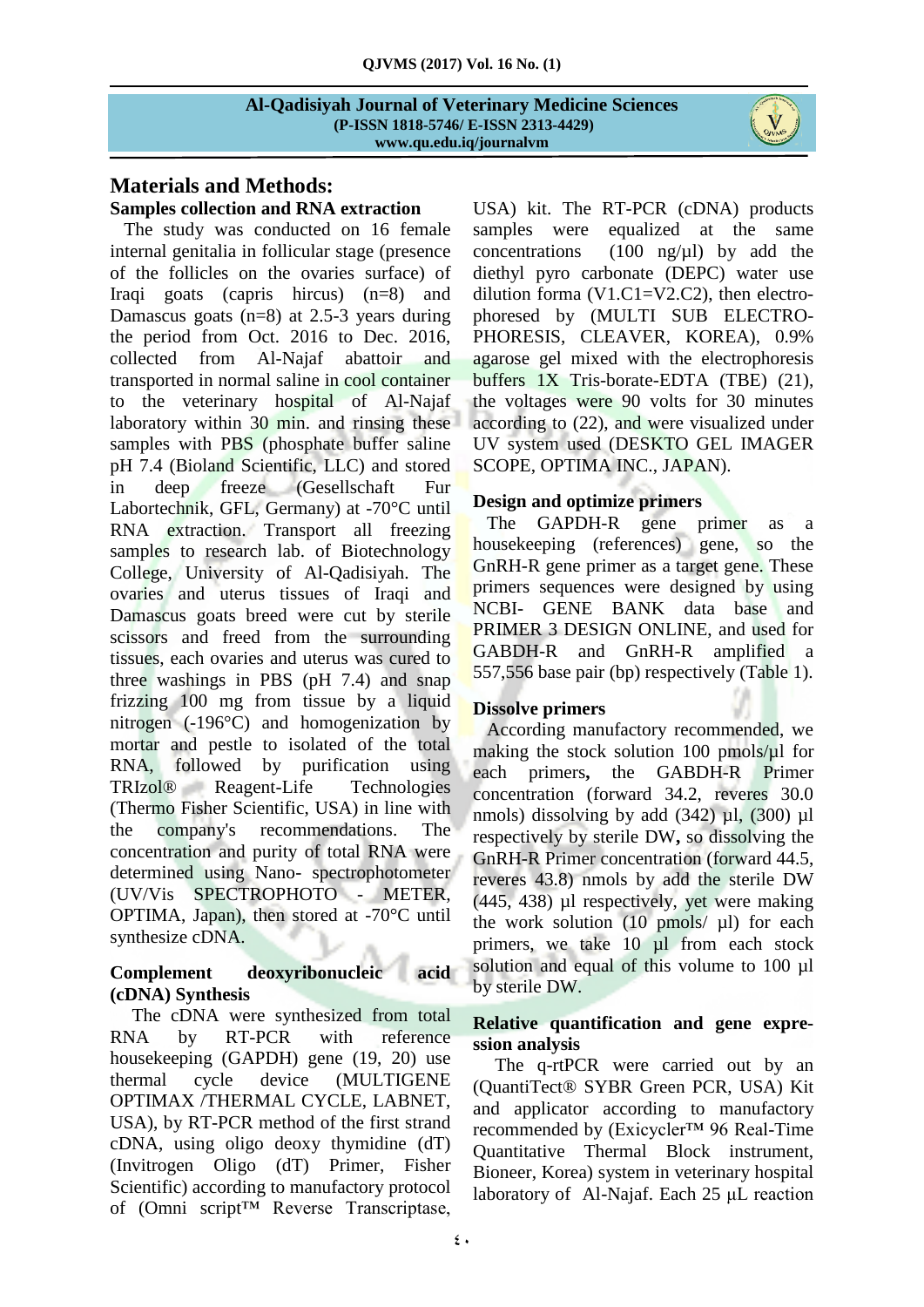## Materials and Methods:

### Samples collection and RNA extraction

The study was conducted on 16 female internal genitalia in follicular stage (presence of the follicles on the ovaries surface) of Iraqi goats (capris hircus) (n=8) and Damascus goats (n=8) at 2.5-3 years during the period from Oct. 2016 to Dec. 2016, collected from Al-Najaf abattoir and transported in normal saline in cool container to the veterinary hospital of Al-Najaf laboratory within 30 min. and rinsing these samples with PBS (phosphate buffer saline pH 7.4 (Bioland Scientific, LLC) and stored in deep freeze (Gesellschaft Fur Labortechnik, GFL, Germany) at -70°C until RNA extraction. Transport all freezing samples to research lab. of Biotechnology College, University of Al-Qadisiyah. The ovaries and uterus tissues of Iraqi and Damascus goats breed were cut by sterile scissors and freed from the surrounding tissues, each ovaries and uterus was cured to three washings in PBS (pH 7.4) and snap frizzing 100 mg from tissue by a liquid nitrogen (-196°C) and homogenization by mortar and pestle to isolated of the total RNA, followed by purification using TRIzol® Reagent-Life Technologies (Thermo Fisher Scientific, USA) in line with the company's recommendations. The concentration and purity of total RNA were determined using Nano- spectrophotometer (UV/Vis SPECTROPHOTO - METER, OPTIMA, Japan), then stored at -70°C until synthesize cDNA.

### Complement deoxyribonucleic acid (cDNA) Synthesis

The cDNA were synthesized from total RNA by RT-PCR with reference housekeeping (GAPDH) gene (19, 20) use thermal cycle device (MULTIGENE OPTIMAX /THERMAL CYCLE, LABNET, USA), by RT-PCR method of the first strand cDNA, using oligo deoxy thymidine (dT) (Invitrogen Oligo (dT) Primer, Fisher Scientific) according to manufactory protocol of (Omni script™ Reverse Transcriptase, USA) kit. The RT-PCR (cDNA) products samples were equalized at the same concentrations (100 ng/µl) by add the diethyl pyro carbonate (DEPC) water use dilution forma (V1.C1=V2.C2), then electro-phoresed by (MULTI SUB ELECTRO-PHORESIS, CLEAVER, KOREA), 0.9% agarose gel mixed with the electrophoresis buffers 1X Tris-borate-EDTA (TBE) (21), the voltages were 90 volts for 30 minutes according to (22), and were visualized under UV system used (DESKTO GEL IMAGER SCOPE, OPTIMA INC., JAPAN).

### Design and optimize primers

The GAPDH-R gene primer as a housekeeping (references) gene, so the GnRH-R gene primer as a target gene. These primers sequences were designed by using NCBI- GENE BANK data base and PRIMER 3 DESIGN ONLINE, and used for GABDH-R and GnRH-R amplified a 557,556 base pair (bp) respectively (Table 1).

### Dissolve primers

According manufactory recommended, we making the stock solution 100 pmols/µl for each primers**,** the GABDH-R Primer concentration (forward 34.2, reveres 30.0 nmols) dissolving by add (342) µl, (300) µl respectively by sterile DW**,** so dissolving the GnRH-R Primer concentration (forward 44.5, reveres 43.8) nmols by add the sterile DW (445, 438) µl respectively, yet were making the work solution (10 pmols/ µl) for each primers, we take 10 µl from each stock solution and equal of this volume to 100 µl by sterile DW.

### Relative quantification and gene expression analysis

The q-rtPCR were carried out by an (QuantiTect® SYBR Green PCR, USA) Kit and applicator according to manufactory recommended by (Exicycler™ 96 Real-Time Quantitative Thermal Block instrument, Bioneer, Korea) system in veterinary hospital laboratory of Al-Najaf. Each 25 µL reaction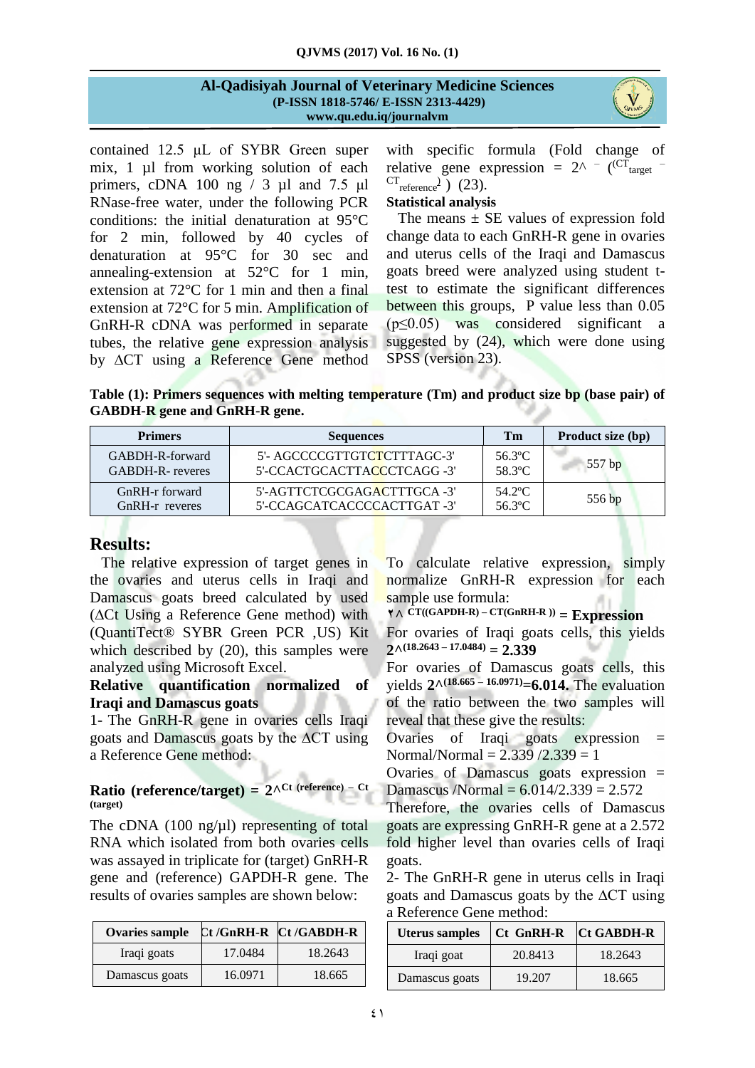contained 12.5 µL of SYBR Green super mix, 1 µl from working solution of each primers, cDNA 100 ng / 3 µl and 7.5 µl RNase-free water, under the following PCR conditions: the initial denaturation at 95°C for 2 min, followed by 40 cycles of denaturation at 95°C for 30 sec and annealing-extension at 52°C for 1 min, extension at 72°C for 1 min and then a final extension at 72°C for 5 min. Amplification of GnRH-R cDNA was performed in separate tubes, the relative gene expression analysis by ΔCT using a Reference Gene method with specific formula (Fold change of relative gene expression = $2^{-(CT_{target} - CT_{reference})}$) (23).

**Statistical analysis**

The means ± SE values of expression fold change data to each GnRH-R gene in ovaries and uterus cells of the Iraqi and Damascus goats breed were analyzed using student t-test to estimate the significant differences between this groups, P value less than 0.05 ($p \le 0.05$) was considered significant a suggested by (24), which were done using SPSS (version 23).

**Table (1): Primers sequences with melting temperature (Tm) and product size bp (base pair) of GABDH-R gene and GnRH-R gene.**

| Primers | Sequences | Tm | Product size (bp) |
|---|---|---|---|
| GABDH-R-forward<br>GABDH-R- reveres | 5'- AGCCCCGTTGTCTCTTTAGC-3'<br>5'-CCACTGCACTTACCCTCAGG -3' | 56.3ºC<br>58.3ºC | 557 bp |
| GnRH-r forward<br>GnRH-r reveres | 5'-AGTTCTCGCGAGACTTTGCA -3'<br>5'-CCAGCATCACCCCACTTGAT -3' | 54.2ºC<br>56.3ºC | 556 bp |

## Results:

The relative expression of target genes in the ovaries and uterus cells in Iraqi and Damascus goats breed calculated by used (ΔCt Using a Reference Gene method) with (QuantiTect® SYBR Green PCR ,US) Kit which described by (20), this samples were analyzed using Microsoft Excel.

**Relative quantification normalized of Iraqi and Damascus goats**

1- The GnRH-R gene in ovaries cells Iraqi goats and Damascus goats by the ΔCT using a Reference Gene method:

**Ratio (reference/target) = $2^{\wedge Ct\ (reference)\ -\ Ct\ (target)}$**

The cDNA (100 ng/µl) representing of total RNA which isolated from both ovaries cells was assayed in triplicate for (target) GnRH-R gene and (reference) GAPDH-R gene. The results of ovaries samples are shown below:

| Ovaries sample | Ct /GnRH-R | Ct /GABDH-R |
|---|---|---|
| Iraqi goats | 17.0484 | 18.2643 |
| Damascus goats | 16.0971 | 18.665 |

To calculate relative expression, simply normalize GnRH-R expression for each sample use formula:

$2^{\wedge\ CT((GAPDH-R)\ -\ CT(GnRH-R))}$ **= Expression**

For ovaries of Iraqi goats cells, this yields $2^{\wedge(18.2643 - 17.0484)}$ **= 2.339**

For ovaries of Damascus goats cells, this yields $2^{\wedge(18.665 - 16.0971)}$**=6.014.** The evaluation of the ratio between the two samples will reveal that these give the results:

Ovaries of Iraqi goats expression = Normal/Normal = 2.339 /2.339 = 1

Ovaries of Damascus goats expression = Damascus /Normal = 6.014/2.339 = 2.572

Therefore, the ovaries cells of Damascus goats are expressing GnRH-R gene at a 2.572 fold higher level than ovaries cells of Iraqi goats.

2- The GnRH-R gene in uterus cells in Iraqi goats and Damascus goats by the ΔCT using a Reference Gene method:

| Uterus samples | Ct GnRH-R | Ct GABDH-R |
|---|---|---|
| Iraqi goat | 20.8413 | 18.2643 |
| Damascus goats | 19.207 | 18.665 |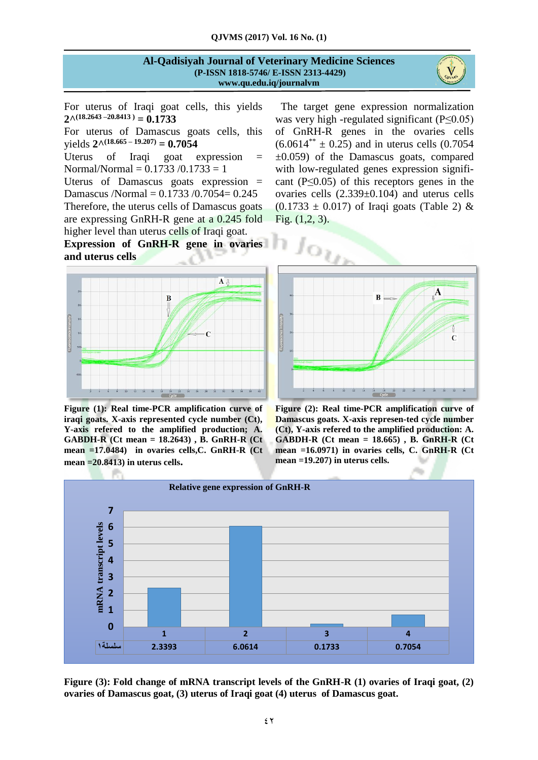For uterus of Iraqi goat cells, this yields $2^{(18.2643 - 20.8413)} = 0.1733$

For uterus of Damascus goats cells, this yields $2^{(18.665 - 19.207)} = 0.7054$

Uterus of Iraqi goat expression = Normal/Normal = 0.1733 /0.1733 = 1

Uterus of Damascus goats expression = Damascus /Normal = 0.1733 /0.7054= 0.245

Therefore, the uterus cells of Damascus goats are expressing GnRH-R gene at a 0.245 fold higher level than uterus cells of Iraqi goat.

**Expression of GnRH-R gene in ovaries and uterus cells**

The target gene expression normalization was very high -regulated significant ($P \leq 0.05$) of GnRH-R genes in the ovaries cells ($6.0614^{**} \pm 0.25$) and in uterus cells ($0.7054 \pm 0.059$) of the Damascus goats, compared with low-regulated genes expression significant ($P \leq 0.05$) of this receptors genes in the ovaries cells ($2.339 \pm 0.104$) and uterus cells ($0.1733 \pm 0.017$) of Iraqi goats (Table 2) & Fig. (1,2, 3).

**Figure (1): Real time-PCR amplification curve of iraqi goats. X-axis represented cycle number (Ct), Y-axis refered to the amplified production; A. GABDH-R (Ct mean = 18.2643) , B. GnRH-R (Ct mean =17.0484) in ovaries cells,C. GnRH-R (Ct mean =20.8413) in uterus cells.**

**Figure (2): Real time-PCR amplification curve of Damascus goats. X-axis represen-ted cycle number (Ct), Y-axis refered to the amplified production: A. GABDH-R (Ct mean = 18.665) , B. GnRH-R (Ct mean =16.0971) in ovaries cells, C. GnRH-R (Ct mean =19.207) in uterus cells.**

**Figure (3): Fold change of mRNA transcript levels of the GnRH-R (1) ovaries of Iraqi goat, (2) ovaries of Damascus goat, (3) uterus of Iraqi goat (4) uterus of Damascus goat.**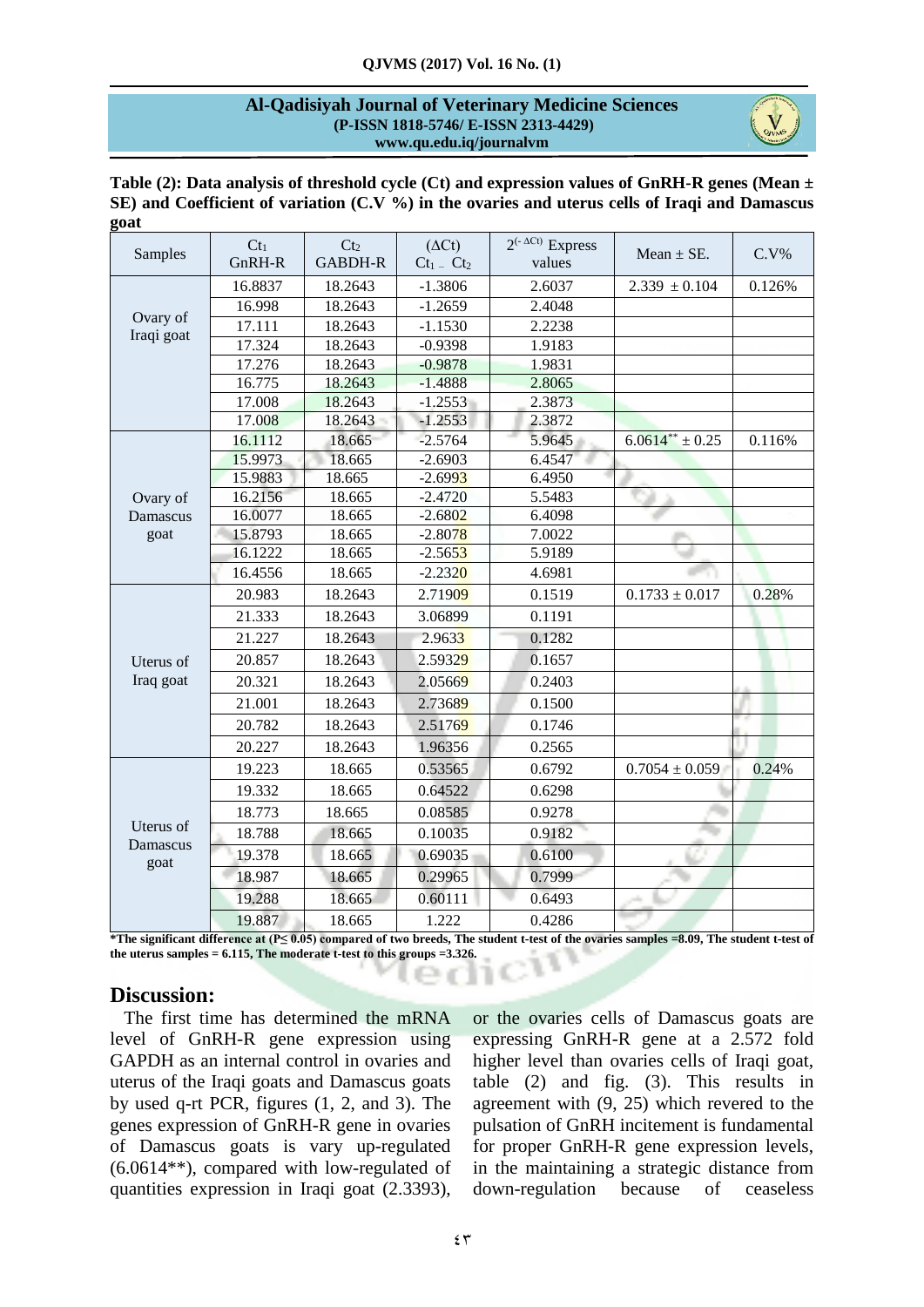**Table (2): Data analysis of threshold cycle (Ct) and expression values of GnRH-R genes (Mean ± SE) and Coefficient of variation (C.V %) in the ovaries and uterus cells of Iraqi and Damascus goat**

| Samples | $Ct_1$ GnRH-R | $Ct_2$ GABDH-R | (ΔCt) $Ct_1 - Ct_2$ | $2^{(-\Delta Ct)}$ Express values | Mean ± SE. | C.V% |
|---|---|---|---|---|---|---|
| Ovary of Iraqi goat | 16.8837 | 18.2643 | -1.3806 | 2.6037 | 2.339 ± 0.104 | 0.126% |
| | 16.998 | 18.2643 | -1.2659 | 2.4048 | | |
| | 17.111 | 18.2643 | -1.1530 | 2.2238 | | |
| | 17.324 | 18.2643 | -0.9398 | 1.9183 | | |
| | 17.276 | 18.2643 | -0.9878 | 1.9831 | | |
| | 16.775 | 18.2643 | -1.4888 | 2.8065 | | |
| | 17.008 | 18.2643 | -1.2553 | 2.3873 | | |
| | 17.008 | 18.2643 | -1.2553 | 2.3872 | | |
| Ovary of Damascus goat | 16.1112 | 18.665 | -2.5764 | 5.9645 | 6.0614** ± 0.25 | 0.116% |
| | 15.9973 | 18.665 | -2.6903 | 6.4547 | | |
| | 15.9883 | 18.665 | -2.6993 | 6.4950 | | |
| | 16.2156 | 18.665 | -2.4720 | 5.5483 | | |
| | 16.0077 | 18.665 | -2.6802 | 6.4098 | | |
| | 15.8793 | 18.665 | -2.8078 | 7.0022 | | |
| | 16.1222 | 18.665 | -2.5653 | 5.9189 | | |
| | 16.4556 | 18.665 | -2.2320 | 4.6981 | | |
| Uterus of Iraq goat | 20.983 | 18.2643 | 2.71909 | 0.1519 | 0.1733 ± 0.017 | 0.28% |
| | 21.333 | 18.2643 | 3.06899 | 0.1191 | | |
| | 21.227 | 18.2643 | 2.9633 | 0.1282 | | |
| | 20.857 | 18.2643 | 2.59329 | 0.1657 | | |
| | 20.321 | 18.2643 | 2.05669 | 0.2403 | | |
| | 21.001 | 18.2643 | 2.73689 | 0.1500 | | |
| | 20.782 | 18.2643 | 2.51769 | 0.1746 | | |
| | 20.227 | 18.2643 | 1.96356 | 0.2565 | | |
| Uterus of Damascus goat | 19.223 | 18.665 | 0.53565 | 0.6792 | 0.7054 ± 0.059 | 0.24% |
| | 19.332 | 18.665 | 0.64522 | 0.6298 | | |
| | 18.773 | 18.665 | 0.08585 | 0.9278 | | |
| | 18.788 | 18.665 | 0.10035 | 0.9182 | | |
| | 19.378 | 18.665 | 0.69035 | 0.6100 | | |
| | 18.987 | 18.665 | 0.29965 | 0.7999 | | |
| | 19.288 | 18.665 | 0.60111 | 0.6493 | | |
| | 19.887 | 18.665 | 1.222 | 0.4286 | | |

***The significant difference at ($P \leq 0.05$) compared of two breeds, The student t-test of the ovaries samples =8.09, The student t-test of the uterus samples = 6.115, The moderate t-test to this groups =3.326.**

## Discussion:

The first time has determined the mRNA level of GnRH-R gene expression using GAPDH as an internal control in ovaries and uterus of the Iraqi goats and Damascus goats by used q-rt PCR, figures (1, 2, and 3). The genes expression of GnRH-R gene in ovaries of Damascus goats is vary up-regulated (6.0614**), compared with low-regulated of quantities expression in Iraqi goat (2.3393), or the ovaries cells of Damascus goats are expressing GnRH-R gene at a 2.572 fold higher level than ovaries cells of Iraqi goat, table (2) and fig. (3). This results in agreement with (9, 25) which revered to the pulsation of GnRH incitement is fundamental for proper GnRH-R gene expression levels, in the maintaining a strategic distance from down-regulation because of ceaseless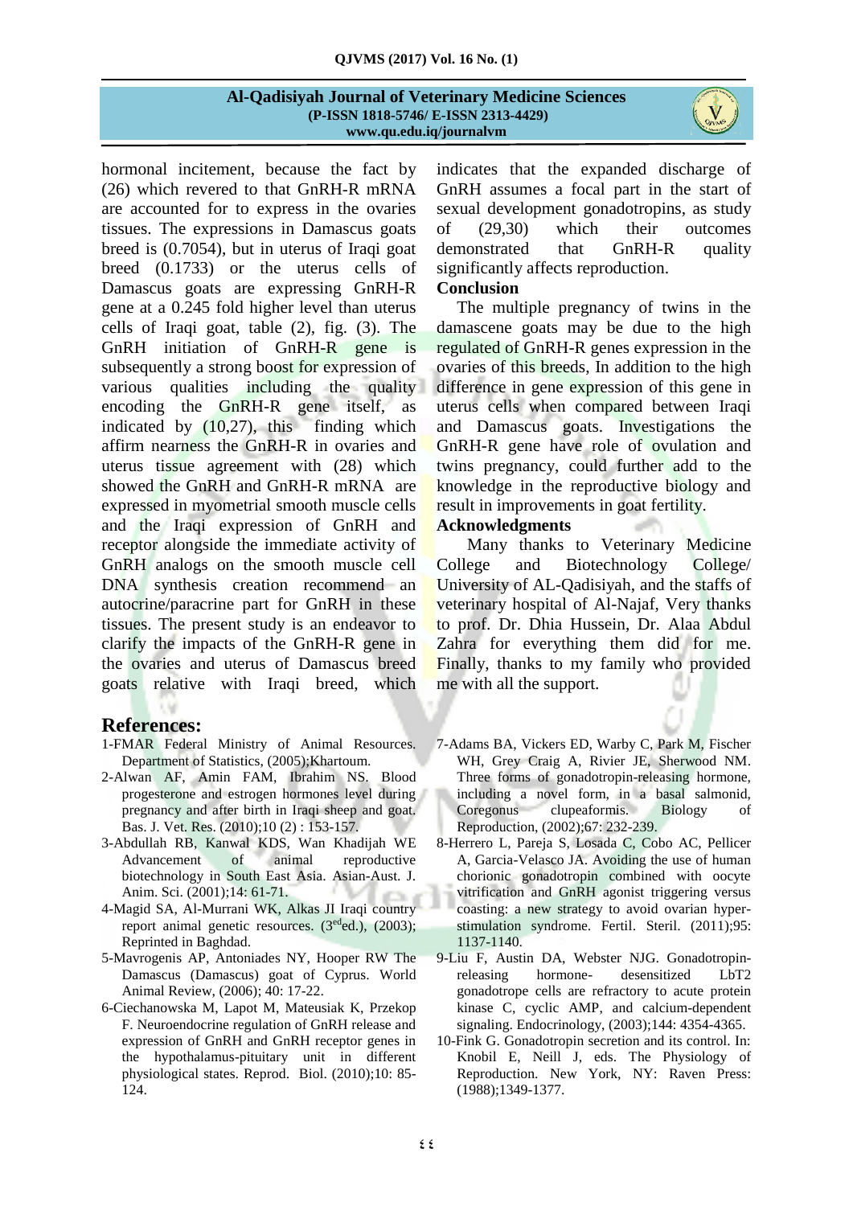hormonal incitement, because the fact by (26) which revered to that GnRH-R mRNA are accounted for to express in the ovaries tissues. The expressions in Damascus goats breed is (0.7054), but in uterus of Iraqi goat breed (0.1733) or the uterus cells of Damascus goats are expressing GnRH-R gene at a 0.245 fold higher level than uterus cells of Iraqi goat, table (2), fig. (3). The GnRH initiation of GnRH-R gene is subsequently a strong boost for expression of various qualities including the quality encoding the GnRH-R gene itself, as indicated by (10,27), this finding which affirm nearness the GnRH-R in ovaries and uterus tissue agreement with (28) which showed the GnRH and GnRH-R mRNA are expressed in myometrial smooth muscle cells and the Iraqi expression of GnRH and receptor alongside the immediate activity of GnRH analogs on the smooth muscle cell DNA synthesis creation recommend an autocrine/paracrine part for GnRH in these tissues. The present study is an endeavor to clarify the impacts of the GnRH-R gene in the ovaries and uterus of Damascus breed goats relative with Iraqi breed, which indicates that the expanded discharge of GnRH assumes a focal part in the start of sexual development gonadotropins, as study of (29,30) which their outcomes demonstrated that GnRH-R quality significantly affects reproduction.

## Conclusion

The multiple pregnancy of twins in the damascene goats may be due to the high regulated of GnRH-R genes expression in the ovaries of this breeds, In addition to the high difference in gene expression of this gene in uterus cells when compared between Iraqi and Damascus goats. Investigations the GnRH-R gene have role of ovulation and twins pregnancy, could further add to the knowledge in the reproductive biology and result in improvements in goat fertility.

## Acknowledgments

Many thanks to Veterinary Medicine College and Biotechnology College/ University of AL-Qadisiyah, and the staffs of veterinary hospital of Al-Najaf, Very thanks to prof. Dr. Dhia Hussein, Dr. Alaa Abdul Zahra for everything them did for me. Finally, thanks to my family who provided me with all the support.

## References:

1-FMAR Federal Ministry of Animal Resources. Department of Statistics, (2005);Khartoum.

2-Alwan AF, Amin FAM, Ibrahim NS. Blood progesterone and estrogen hormones level during pregnancy and after birth in Iraqi sheep and goat. Bas. J. Vet. Res. (2010);10 (2) : 153-157.

3-Abdullah RB, Kanwal KDS, Wan Khadijah WE Advancement of animal reproductive biotechnology in South East Asia. Asian-Aust. J. Anim. Sci. (2001);14: 61-71.

4-Magid SA, Al-Murrani WK, Alkas JI Iraqi country report animal genetic resources. (3[ed]ed.), (2003); Reprinted in Baghdad.

5-Mavrogenis AP, Antoniades NY, Hooper RW The Damascus (Damascus) goat of Cyprus. World Animal Review, (2006); 40: 17-22.

6-Ciechanowska M, Lapot M, Mateusiak K, Przekop F. Neuroendocrine regulation of GnRH release and expression of GnRH and GnRH receptor genes in the hypothalamus-pituitary unit in different physiological states. Reprod. Biol. (2010);10: 85-124.

7-Adams BA, Vickers ED, Warby C, Park M, Fischer WH, Grey Craig A, Rivier JE, Sherwood NM. Three forms of gonadotropin-releasing hormone, including a novel form, in a basal salmonid, Coregonus clupeaformis. Biology of Reproduction, (2002);67: 232-239.

8-Herrero L, Pareja S, Losada C, Cobo AC, Pellicer A, Garcia-Velasco JA. Avoiding the use of human chorionic gonadotropin combined with oocyte vitrification and GnRH agonist triggering versus coasting: a new strategy to avoid ovarian hyper-stimulation syndrome. Fertil. Steril. (2011);95: 1137-1140.

9-Liu F, Austin DA, Webster NJG. Gonadotropin-releasing hormone- desensitized LbT2 gonadotrope cells are refractory to acute protein kinase C, cyclic AMP, and calcium-dependent signaling. Endocrinology, (2003);144: 4354-4365.

10-Fink G. Gonadotropin secretion and its control. In: Knobil E, Neill J, eds. The Physiology of Reproduction. New York, NY: Raven Press: (1988);1349-1377.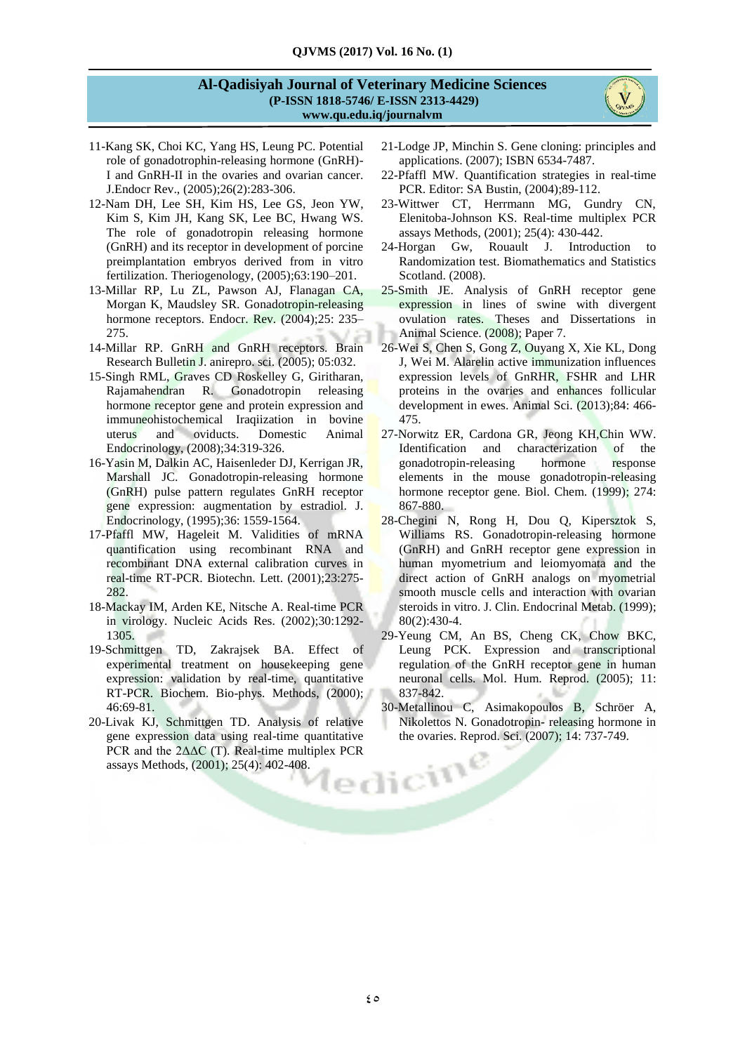11-Kang SK, Choi KC, Yang HS, Leung PC. Potential role of gonadotrophin-releasing hormone (GnRH)-I and GnRH-II in the ovaries and ovarian cancer. J.Endocr Rev., (2005);26(2):283-306.

12-Nam DH, Lee SH, Kim HS, Lee GS, Jeon YW, Kim S, Kim JH, Kang SK, Lee BC, Hwang WS. The role of gonadotropin releasing hormone (GnRH) and its receptor in development of porcine preimplantation embryos derived from in vitro fertilization. Theriogenology, (2005);63:190–201.

13-Millar RP, Lu ZL, Pawson AJ, Flanagan CA, Morgan K, Maudsley SR. Gonadotropin-releasing hormone receptors. Endocr. Rev. (2004);25: 235–275.

14-Millar RP. GnRH and GnRH receptors. Brain Research Bulletin J. anirepro. sci. (2005); 05:032.

15-Singh RML, Graves CD Roskelley G, Giritharan, Rajamahendran R. Gonadotropin releasing hormone receptor gene and protein expression and immuneohistochemical Iraqiization in bovine uterus and oviducts. Domestic Animal Endocrinology, (2008);34:319-326.

16-Yasin M, Dalkin AC, Haisenleder DJ, Kerrigan JR, Marshall JC. Gonadotropin-releasing hormone (GnRH) pulse pattern regulates GnRH receptor gene expression: augmentation by estradiol. J. Endocrinology, (1995);36: 1559-1564.

17-Pfaffl MW, Hageleit M. Validities of mRNA quantification using recombinant RNA and recombinant DNA external calibration curves in real-time RT-PCR. Biotechn. Lett. (2001);23:275-282.

18-Mackay IM, Arden KE, Nitsche A. Real-time PCR in virology. Nucleic Acids Res. (2002);30:1292-1305.

19-Schmittgen TD, Zakrajsek BA. Effect of experimental treatment on housekeeping gene expression: validation by real-time, quantitative RT-PCR. Biochem. Bio-phys. Methods, (2000); 46:69-81.

20-Livak KJ, Schmittgen TD. Analysis of relative gene expression data using real-time quantitative PCR and the 2ΔΔC (T). Real-time multiplex PCR assays Methods, (2001); 25(4): 402-408.

21-Lodge JP, Minchin S. Gene cloning: principles and applications. (2007); ISBN 6534-7487.

22-Pfaffl MW. Quantification strategies in real-time PCR. Editor: SA Bustin, (2004);89-112.

23-Wittwer CT, Herrmann MG, Gundry CN, Elenitoba-Johnson KS. Real-time multiplex PCR assays Methods, (2001); 25(4): 430-442.

24-Horgan Gw, Rouault J. Introduction to Randomization test. Biomathematics and Statistics Scotland. (2008).

25-Smith JE. Analysis of GnRH receptor gene expression in lines of swine with divergent ovulation rates. Theses and Dissertations in Animal Science. (2008); Paper 7.

26-Wei S, Chen S, Gong Z, Ouyang X, Xie KL, Dong J, Wei M. Alarelin active immunization influences expression levels of GnRHR, FSHR and LHR proteins in the ovaries and enhances follicular development in ewes. Animal Sci. (2013);84: 466-475.

27-Norwitz ER, Cardona GR, Jeong KH,Chin WW. Identification and characterization of the gonadotropin-releasing hormone response elements in the mouse gonadotropin-releasing hormone receptor gene. Biol. Chem. (1999); 274: 867-880.

28-Chegini N, Rong H, Dou Q, Kipersztok S, Williams RS. Gonadotropin-releasing hormone (GnRH) and GnRH receptor gene expression in human myometrium and leiomyomata and the direct action of GnRH analogs on myometrial smooth muscle cells and interaction with ovarian steroids in vitro. J. Clin. Endocrinal Metab. (1999); 80(2):430-4.

29-Yeung CM, An BS, Cheng CK, Chow BKC, Leung PCK. Expression and transcriptional regulation of the GnRH receptor gene in human neuronal cells. Mol. Hum. Reprod. (2005); 11: 837-842.

30-Metallinou C, Asimakopoulos B, Schröer A, Nikolettos N. Gonadotropin- releasing hormone in the ovaries. Reprod. Sci. (2007); 14: 737-749.